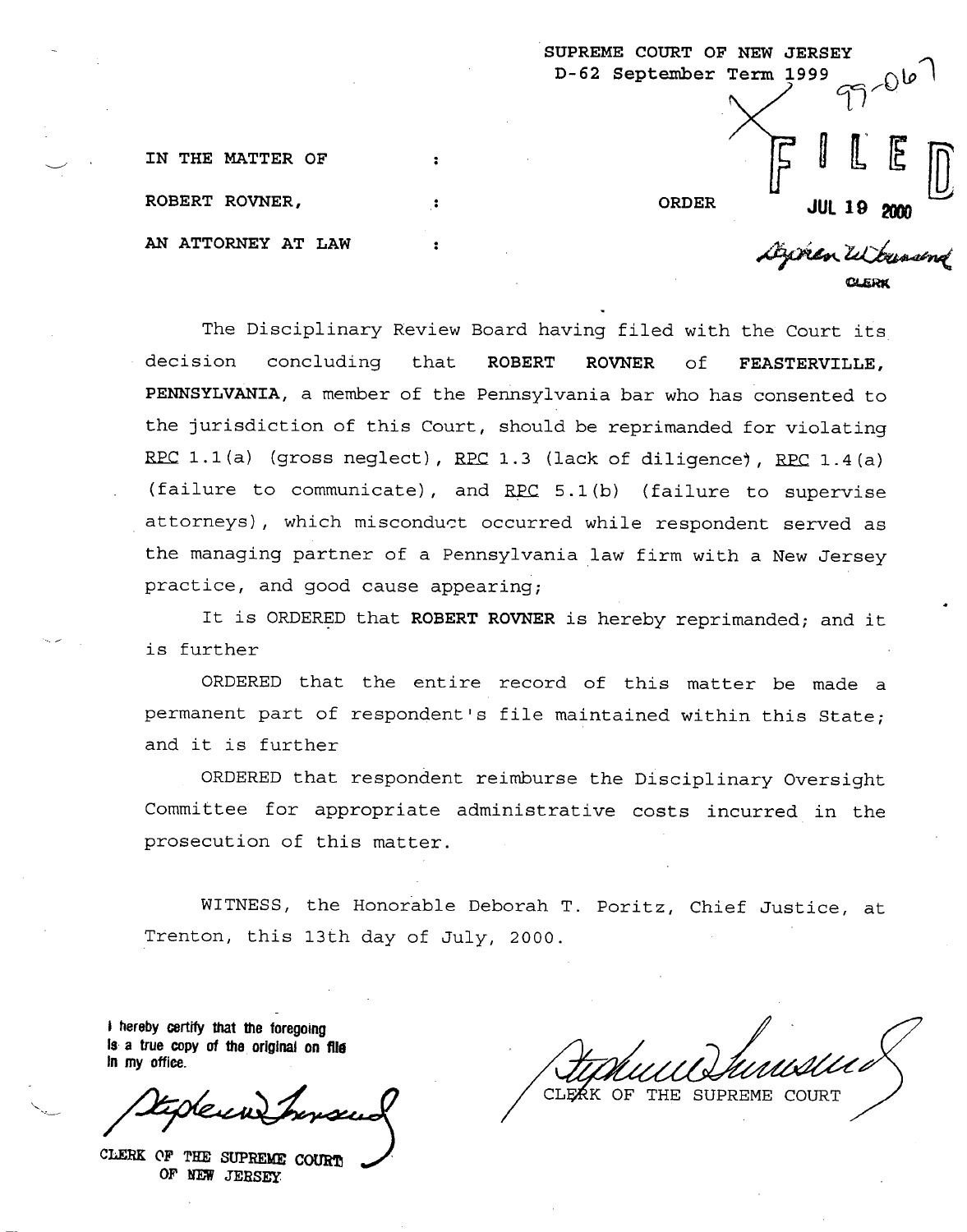SUPREME COURT OF NEW JERSEY
D-62 September Term 1999

99-067

FILED
JUL 19 2000
Stephen W. Townsend
CLERK

IN THE MATTER OF :
ROBERT ROVNER, : ORDER
AN ATTORNEY AT LAW :

The Disciplinary Review Board having filed with the Court its decision concluding that **ROBERT ROVNER** of **FEASTERVILLE, PENNSYLVANIA**, a member of the Pennsylvania bar who has consented to the jurisdiction of this Court, should be reprimanded for violating RPC 1.1(a) (gross neglect), RPC 1.3 (lack of diligence), RPC 1.4(a) (failure to communicate), and RPC 5.1(b) (failure to supervise attorneys), which misconduct occurred while respondent served as the managing partner of a Pennsylvania law firm with a New Jersey practice, and good cause appearing;

It is ORDERED that **ROBERT ROVNER** is hereby reprimanded; and it is further

ORDERED that the entire record of this matter be made a permanent part of respondent's file maintained within this State; and it is further

ORDERED that respondent reimburse the Disciplinary Oversight Committee for appropriate administrative costs incurred in the prosecution of this matter.

WITNESS, the Honorable Deborah T. Poritz, Chief Justice, at Trenton, this 13th day of July, 2000.

**I hereby certify that the foregoing is a true copy of the original on file in my office.**

Stephen W. Townsend
CLERK OF THE SUPREME COURT OF NEW JERSEY

Stephen W. Townsend
CLERK OF THE SUPREME COURT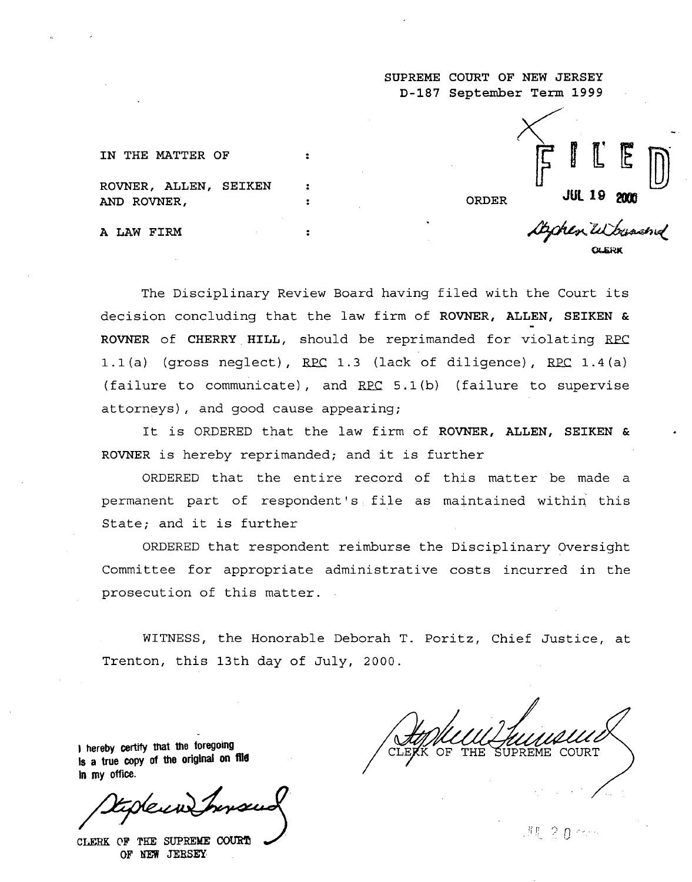SUPREME COURT OF NEW JERSEY
D-187 September Term 1999

IN THE MATTER OF :

ROVNER, ALLEN, SEIKEN :
AND ROVNER, : ORDER

A LAW FIRM :

FILED
JUL 19 2000
Stephen W. Townsend
CLERK

The Disciplinary Review Board having filed with the Court its decision concluding that the law firm of **ROVNER, ALLEN, SEIKEN & ROVNER** of **CHERRY HILL**, should be reprimanded for violating RPC 1.1(a) (gross neglect), RPC 1.3 (lack of diligence), RPC 1.4(a) (failure to communicate), and RPC 5.1(b) (failure to supervise attorneys), and good cause appearing;

It is ORDERED that the law firm of **ROVNER, ALLEN, SEIKEN & ROVNER** is hereby reprimanded; and it is further

ORDERED that the entire record of this matter be made a permanent part of respondent's file as maintained within this State; and it is further

ORDERED that respondent reimburse the Disciplinary Oversight Committee for appropriate administrative costs incurred in the prosecution of this matter.

WITNESS, the Honorable Deborah T. Poritz, Chief Justice, at Trenton, this 13th day of July, 2000.

CLERK OF THE SUPREME COURT

I hereby certify that the foregoing is a true copy of the original on file in my office.

CLERK OF THE SUPREME COURT
OF NEW JERSEY